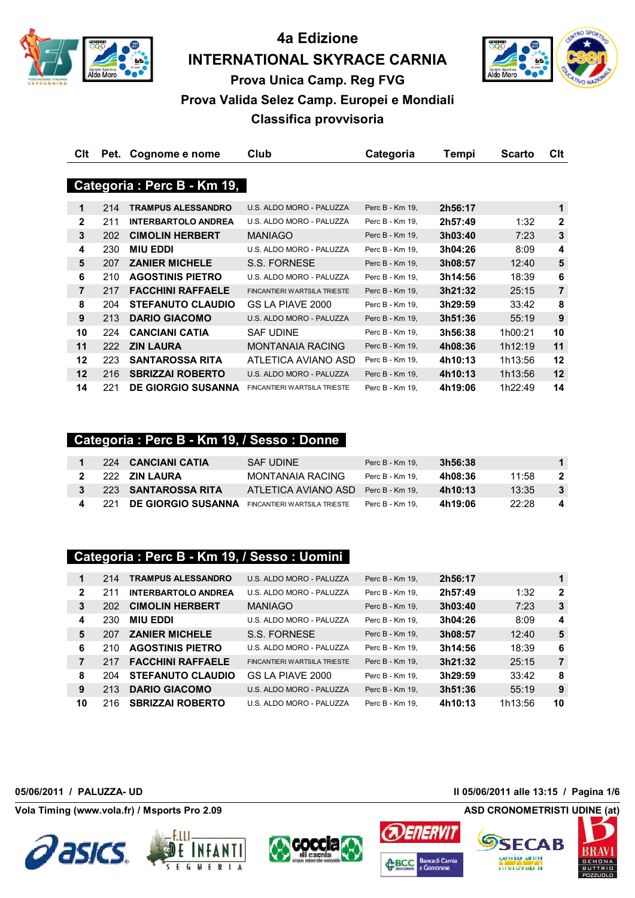# 4a Edizione
# INTERNATIONAL SKYRACE CARNIA

### Prova Unica Camp. Reg FVG
### Prova Valida Selez Camp. Europei e Mondiali
### Classifica provvisoria

## Categoria : Perc B - Km 19,

| Clt | Pet. | Cognome e nome | Club | Categoria | Tempi | Scarto | Clt |
|---|---|---|---|---|---|---|---|
| 1 | 214 | **TRAMPUS ALESSANDRO** | U.S. ALDO MORO - PALUZZA | Perc B - Km 19, | **2h56:17** | | **1** |
| 2 | 211 | **INTERBARTOLO ANDREA** | U.S. ALDO MORO - PALUZZA | Perc B - Km 19, | **2h57:49** | 1:32 | **2** |
| 3 | 202 | **CIMOLIN HERBERT** | MANIAGO | Perc B - Km 19, | **3h03:40** | 7:23 | **3** |
| 4 | 230 | **MIU EDDI** | U.S. ALDO MORO - PALUZZA | Perc B - Km 19, | **3h04:26** | 8:09 | **4** |
| 5 | 207 | **ZANIER MICHELE** | S.S. FORNESE | Perc B - Km 19, | **3h08:57** | 12:40 | **5** |
| 6 | 210 | **AGOSTINIS PIETRO** | U.S. ALDO MORO - PALUZZA | Perc B - Km 19, | **3h14:56** | 18:39 | **6** |
| 7 | 217 | **FACCHINI RAFFAELE** | FINCANTIERI WARTSILA TRIESTE | Perc B - Km 19, | **3h21:32** | 25:15 | **7** |
| 8 | 204 | **STEFANUTO CLAUDIO** | GS LA PIAVE 2000 | Perc B - Km 19, | **3h29:59** | 33:42 | **8** |
| 9 | 213 | **DARIO GIACOMO** | U.S. ALDO MORO - PALUZZA | Perc B - Km 19, | **3h51:36** | 55:19 | **9** |
| 10 | 224 | **CANCIANI CATIA** | SAF UDINE | Perc B - Km 19, | **3h56:38** | 1h00:21 | **10** |
| 11 | 222 | **ZIN LAURA** | MONTANAIA RACING | Perc B - Km 19, | **4h08:36** | 1h12:19 | **11** |
| 12 | 223 | **SANTAROSSA RITA** | ATLETICA AVIANO ASD | Perc B - Km 19, | **4h10:13** | 1h13:56 | **12** |
| 12 | 216 | **SBRIZZAI ROBERTO** | U.S. ALDO MORO - PALUZZA | Perc B - Km 19, | **4h10:13** | 1h13:56 | **12** |
| 14 | 221 | **DE GIORGIO SUSANNA** | FINCANTIERI WARTSILA TRIESTE | Perc B - Km 19, | **4h19:06** | 1h22:49 | **14** |

## Categoria : Perc B - Km 19, / Sesso : Donne

| Clt | Pet. | Cognome e nome | Club | Categoria | Tempi | Scarto | Clt |
|---|---|---|---|---|---|---|---|
| 1 | 224 | **CANCIANI CATIA** | SAF UDINE | Perc B - Km 19, | **3h56:38** | | **1** |
| 2 | 222 | **ZIN LAURA** | MONTANAIA RACING | Perc B - Km 19, | **4h08:36** | 11:58 | **2** |
| 3 | 223 | **SANTAROSSA RITA** | ATLETICA AVIANO ASD | Perc B - Km 19, | **4h10:13** | 13:35 | **3** |
| 4 | 221 | **DE GIORGIO SUSANNA** | FINCANTIERI WARTSILA TRIESTE | Perc B - Km 19, | **4h19:06** | 22:28 | **4** |

## Categoria : Perc B - Km 19, / Sesso : Uomini

| Clt | Pet. | Cognome e nome | Club | Categoria | Tempi | Scarto | Clt |
|---|---|---|---|---|---|---|---|
| 1 | 214 | **TRAMPUS ALESSANDRO** | U.S. ALDO MORO - PALUZZA | Perc B - Km 19, | **2h56:17** | | **1** |
| 2 | 211 | **INTERBARTOLO ANDREA** | U.S. ALDO MORO - PALUZZA | Perc B - Km 19, | **2h57:49** | 1:32 | **2** |
| 3 | 202 | **CIMOLIN HERBERT** | MANIAGO | Perc B - Km 19, | **3h03:40** | 7:23 | **3** |
| 4 | 230 | **MIU EDDI** | U.S. ALDO MORO - PALUZZA | Perc B - Km 19, | **3h04:26** | 8:09 | **4** |
| 5 | 207 | **ZANIER MICHELE** | S.S. FORNESE | Perc B - Km 19, | **3h08:57** | 12:40 | **5** |
| 6 | 210 | **AGOSTINIS PIETRO** | U.S. ALDO MORO - PALUZZA | Perc B - Km 19, | **3h14:56** | 18:39 | **6** |
| 7 | 217 | **FACCHINI RAFFAELE** | FINCANTIERI WARTSILA TRIESTE | Perc B - Km 19, | **3h21:32** | 25:15 | **7** |
| 8 | 204 | **STEFANUTO CLAUDIO** | GS LA PIAVE 2000 | Perc B - Km 19, | **3h29:59** | 33:42 | **8** |
| 9 | 213 | **DARIO GIACOMO** | U.S. ALDO MORO - PALUZZA | Perc B - Km 19, | **3h51:36** | 55:19 | **9** |
| 10 | 216 | **SBRIZZAI ROBERTO** | U.S. ALDO MORO - PALUZZA | Perc B - Km 19, | **4h10:13** | 1h13:56 | **10** |

**05/06/2011 / PALUZZA- UD** — **Il 05/06/2011 alle 13:15**

**Vola Timing (www.vola.fr) / Msports Pro 2.09** — **ASD CRONOMETRISTI UDINE (at)**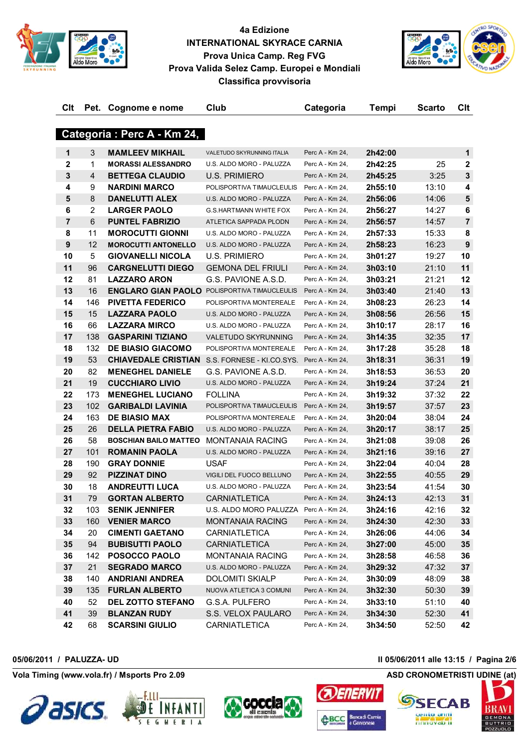# 4a Edizione
## INTERNATIONAL SKYRACE CARNIA
### Prova Unica Camp. Reg FVG
### Prova Valida Selez Camp. Europei e Mondiali
### Classifica provvisoria

## Categoria : Perc A - Km 24,

| Clt | Pet. | Cognome e nome | Club | Categoria | Tempi | Scarto | Clt |
|---|---|---|---|---|---|---|---|
| 1 | 3 | MAMLEEV MIKHAIL | VALETUDO SKYRUNNING ITALIA | Perc A - Km 24, | 2h42:00 | | 1 |
| 2 | 1 | MORASSI ALESSANDRO | U.S. ALDO MORO - PALUZZA | Perc A - Km 24, | 2h42:25 | 25 | 2 |
| 3 | 4 | BETTEGA CLAUDIO | U.S. PRIMIERO | Perc A - Km 24, | 2h45:25 | 3:25 | 3 |
| 4 | 9 | NARDINI MARCO | POLISPORTIVA TIMAUCLEULIS | Perc A - Km 24, | 2h55:10 | 13:10 | 4 |
| 5 | 8 | DANELUTTI ALEX | U.S. ALDO MORO - PALUZZA | Perc A - Km 24, | 2h56:06 | 14:06 | 5 |
| 6 | 2 | LARGER PAOLO | G.S.HARTMANN WHITE FOX | Perc A - Km 24, | 2h56:27 | 14:27 | 6 |
| 7 | 6 | PUNTEL FABRIZIO | ATLETICA SAPPADA PLODN | Perc A - Km 24, | 2h56:57 | 14:57 | 7 |
| 8 | 11 | MOROCUTTI GIONNI | U.S. ALDO MORO - PALUZZA | Perc A - Km 24, | 2h57:33 | 15:33 | 8 |
| 9 | 12 | MOROCUTTI ANTONELLO | U.S. ALDO MORO - PALUZZA | Perc A - Km 24, | 2h58:23 | 16:23 | 9 |
| 10 | 5 | GIOVANELLI NICOLA | U.S. PRIMIERO | Perc A - Km 24, | 3h01:27 | 19:27 | 10 |
| 11 | 96 | CARGNELUTTI DIEGO | GEMONA DEL FRIULI | Perc A - Km 24, | 3h03:10 | 21:10 | 11 |
| 12 | 81 | LAZZARO ARON | G.S. PAVIONE A.S.D. | Perc A - Km 24, | 3h03:21 | 21:21 | 12 |
| 13 | 16 | ENGLARO GIAN PAOLO | POLISPORTIVA TIMAUCLEULIS | Perc A - Km 24, | 3h03:40 | 21:40 | 13 |
| 14 | 146 | PIVETTA FEDERICO | POLISPORTIVA MONTEREALE | Perc A - Km 24, | 3h08:23 | 26:23 | 14 |
| 15 | 15 | LAZZARA PAOLO | U.S. ALDO MORO - PALUZZA | Perc A - Km 24, | 3h08:56 | 26:56 | 15 |
| 16 | 66 | LAZZARA MIRCO | U.S. ALDO MORO - PALUZZA | Perc A - Km 24, | 3h10:17 | 28:17 | 16 |
| 17 | 138 | GASPARINI TIZIANO | VALETUDO SKYRUNNING | Perc A - Km 24, | 3h14:35 | 32:35 | 17 |
| 18 | 132 | DE BIASIO GIACOMO | POLISPORTIVA MONTEREALE | Perc A - Km 24, | 3h17:28 | 35:28 | 18 |
| 19 | 53 | CHIAVEDALE CRISTIAN | S.S. FORNESE - KI.CO.SYS. | Perc A - Km 24, | 3h18:31 | 36:31 | 19 |
| 20 | 82 | MENEGHEL DANIELE | G.S. PAVIONE A.S.D. | Perc A - Km 24, | 3h18:53 | 36:53 | 20 |
| 21 | 19 | CUCCHIARO LIVIO | U.S. ALDO MORO - PALUZZA | Perc A - Km 24, | 3h19:24 | 37:24 | 21 |
| 22 | 173 | MENEGHEL LUCIANO | FOLLINA | Perc A - Km 24, | 3h19:32 | 37:32 | 22 |
| 23 | 102 | GARIBALDI LAVINIA | POLISPORTIVA TIMAUCLEULIS | Perc A - Km 24, | 3h19:57 | 37:57 | 23 |
| 24 | 163 | DE BIASIO MAX | POLISPORTIVA MONTEREALE | Perc A - Km 24, | 3h20:04 | 38:04 | 24 |
| 25 | 26 | DELLA PIETRA FABIO | U.S. ALDO MORO - PALUZZA | Perc A - Km 24, | 3h20:17 | 38:17 | 25 |
| 26 | 58 | BOSCHIAN BAILO MATTEO | MONTANAIA RACING | Perc A - Km 24, | 3h21:08 | 39:08 | 26 |
| 27 | 101 | ROMANIN PAOLA | U.S. ALDO MORO - PALUZZA | Perc A - Km 24, | 3h21:16 | 39:16 | 27 |
| 28 | 190 | GRAY DONNIE | USAF | Perc A - Km 24, | 3h22:04 | 40:04 | 28 |
| 29 | 92 | PIZZINAT DINO | VIGILI DEL FUOCO BELLUNO | Perc A - Km 24, | 3h22:55 | 40:55 | 29 |
| 30 | 18 | ANDREUTTI LUCA | U.S. ALDO MORO - PALUZZA | Perc A - Km 24, | 3h23:54 | 41:54 | 30 |
| 31 | 79 | GORTAN ALBERTO | CARNIATLETICA | Perc A - Km 24, | 3h24:13 | 42:13 | 31 |
| 32 | 103 | SENIK JENNIFER | U.S. ALDO MORO PALUZZA | Perc A - Km 24, | 3h24:16 | 42:16 | 32 |
| 33 | 160 | VENIER MARCO | MONTANAIA RACING | Perc A - Km 24, | 3h24:30 | 42:30 | 33 |
| 34 | 20 | CIMENTI GAETANO | CARNIATLETICA | Perc A - Km 24, | 3h26:06 | 44:06 | 34 |
| 35 | 94 | BUBISUTTI PAOLO | CARNIATLETICA | Perc A - Km 24, | 3h27:00 | 45:00 | 35 |
| 36 | 142 | POSOCCO PAOLO | MONTANAIA RACING | Perc A - Km 24, | 3h28:58 | 46:58 | 36 |
| 37 | 21 | SEGRADO MARCO | U.S. ALDO MORO - PALUZZA | Perc A - Km 24, | 3h29:32 | 47:32 | 37 |
| 38 | 140 | ANDRIANI ANDREA | DOLOMITI SKIALP | Perc A - Km 24, | 3h30:09 | 48:09 | 38 |
| 39 | 135 | FURLAN ALBERTO | NUOVA ATLETICA 3 COMUNI | Perc A - Km 24, | 3h32:30 | 50:30 | 39 |
| 40 | 52 | DEL ZOTTO STEFANO | G.S.A. PULFERO | Perc A - Km 24, | 3h33:10 | 51:10 | 40 |
| 41 | 39 | BLANZAN RUDY | S.S. VELOX PAULARO | Perc A - Km 24, | 3h34:30 | 52:30 | 41 |
| 42 | 68 | SCARSINI GIULIO | CARNIATLETICA | Perc A - Km 24, | 3h34:50 | 52:50 | 42 |

05/06/2011 / PALUZZA- UD — Il 05/06/2011 alle 13:15

Vola Timing (www.vola.fr) / Msports Pro 2.09 — ASD CRONOMETRISTI UDINE (at)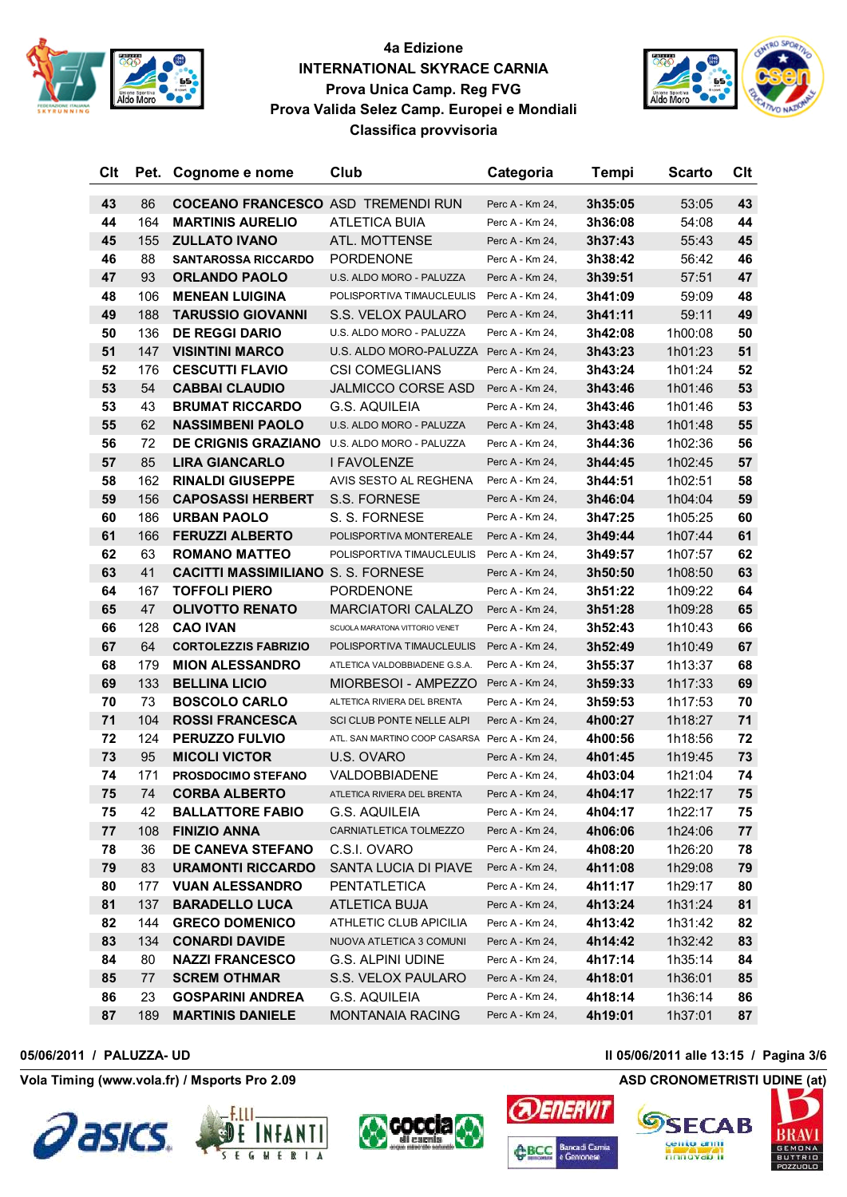# 4a Edizione
# INTERNATIONAL SKYRACE CARNIA
## Prova Unica Camp. Reg FVG
## Prova Valida Selez Camp. Europei e Mondiali
## Classifica provvisoria

| Clt | Pet. | Cognome e nome | Club | Categoria | Tempi | Scarto | Clt |
|---|---|---|---|---|---|---|---|
| 43 | 86 | COCEANO FRANCESCO | ASD TREMENDI RUN | Perc A - Km 24, | 3h35:05 | 53:05 | 43 |
| 44 | 164 | MARTINIS AURELIO | ATLETICA BUIA | Perc A - Km 24, | 3h36:08 | 54:08 | 44 |
| 45 | 155 | ZULLATO IVANO | ATL. MOTTENSE | Perc A - Km 24, | 3h37:43 | 55:43 | 45 |
| 46 | 88 | SANTAROSSA RICCARDO | PORDENONE | Perc A - Km 24, | 3h38:42 | 56:42 | 46 |
| 47 | 93 | ORLANDO PAOLO | U.S. ALDO MORO - PALUZZA | Perc A - Km 24, | 3h39:51 | 57:51 | 47 |
| 48 | 106 | MENEAN LUIGINA | POLISPORTIVA TIMAUCLEULIS | Perc A - Km 24, | 3h41:09 | 59:09 | 48 |
| 49 | 188 | TARUSSIO GIOVANNI | S.S. VELOX PAULARO | Perc A - Km 24, | 3h41:11 | 59:11 | 49 |
| 50 | 136 | DE REGGI DARIO | U.S. ALDO MORO - PALUZZA | Perc A - Km 24, | 3h42:08 | 1h00:08 | 50 |
| 51 | 147 | VISINTINI MARCO | U.S. ALDO MORO-PALUZZA | Perc A - Km 24, | 3h43:23 | 1h01:23 | 51 |
| 52 | 176 | CESCUTTI FLAVIO | CSI COMEGLIANS | Perc A - Km 24, | 3h43:24 | 1h01:24 | 52 |
| 53 | 54 | CABBAI CLAUDIO | JALMICCO CORSE ASD | Perc A - Km 24, | 3h43:46 | 1h01:46 | 53 |
| 53 | 43 | BRUMAT RICCARDO | G.S. AQUILEIA | Perc A - Km 24, | 3h43:46 | 1h01:46 | 53 |
| 55 | 62 | NASSIMBENI PAOLO | U.S. ALDO MORO - PALUZZA | Perc A - Km 24, | 3h43:48 | 1h01:48 | 55 |
| 56 | 72 | DE CRIGNIS GRAZIANO | U.S. ALDO MORO - PALUZZA | Perc A - Km 24, | 3h44:36 | 1h02:36 | 56 |
| 57 | 85 | LIRA GIANCARLO | I FAVOLENZE | Perc A - Km 24, | 3h44:45 | 1h02:45 | 57 |
| 58 | 162 | RINALDI GIUSEPPE | AVIS SESTO AL REGHENA | Perc A - Km 24, | 3h44:51 | 1h02:51 | 58 |
| 59 | 156 | CAPOSASSI HERBERT | S.S. FORNESE | Perc A - Km 24, | 3h46:04 | 1h04:04 | 59 |
| 60 | 186 | URBAN PAOLO | S. S. FORNESE | Perc A - Km 24, | 3h47:25 | 1h05:25 | 60 |
| 61 | 166 | FERUZZI ALBERTO | POLISPORTIVA MONTEREALE | Perc A - Km 24, | 3h49:44 | 1h07:44 | 61 |
| 62 | 63 | ROMANO MATTEO | POLISPORTIVA TIMAUCLEULIS | Perc A - Km 24, | 3h49:57 | 1h07:57 | 62 |
| 63 | 41 | CACITTI MASSIMILIANO | S. S. FORNESE | Perc A - Km 24, | 3h50:50 | 1h08:50 | 63 |
| 64 | 167 | TOFFOLI PIERO | PORDENONE | Perc A - Km 24, | 3h51:22 | 1h09:22 | 64 |
| 65 | 47 | OLIVOTTO RENATO | MARCIATORI CALALZO | Perc A - Km 24, | 3h51:28 | 1h09:28 | 65 |
| 66 | 128 | CAO IVAN | SCUOLA MARATONA VITTORIO VENET | Perc A - Km 24, | 3h52:43 | 1h10:43 | 66 |
| 67 | 64 | CORTOLEZZIS FABRIZIO | POLISPORTIVA TIMAUCLEULIS | Perc A - Km 24, | 3h52:49 | 1h10:49 | 67 |
| 68 | 179 | MION ALESSANDRO | ATLETICA VALDOBBIADENE G.S.A. | Perc A - Km 24, | 3h55:37 | 1h13:37 | 68 |
| 69 | 133 | BELLINA LICIO | MIORBESOI - AMPEZZO | Perc A - Km 24, | 3h59:33 | 1h17:33 | 69 |
| 70 | 73 | BOSCOLO CARLO | ALTETICA RIVIERA DEL BRENTA | Perc A - Km 24, | 3h59:53 | 1h17:53 | 70 |
| 71 | 104 | ROSSI FRANCESCA | SCI CLUB PONTE NELLE ALPI | Perc A - Km 24, | 4h00:27 | 1h18:27 | 71 |
| 72 | 124 | PERUZZO FULVIO | ATL. SAN MARTINO COOP CASARSA | Perc A - Km 24, | 4h00:56 | 1h18:56 | 72 |
| 73 | 95 | MICOLI VICTOR | U.S. OVARO | Perc A - Km 24, | 4h01:45 | 1h19:45 | 73 |
| 74 | 171 | PROSDOCIMO STEFANO | VALDOBBIADENE | Perc A - Km 24, | 4h03:04 | 1h21:04 | 74 |
| 75 | 74 | CORBA ALBERTO | ATLETICA RIVIERA DEL BRENTA | Perc A - Km 24, | 4h04:17 | 1h22:17 | 75 |
| 75 | 42 | BALLATTORE FABIO | G.S. AQUILEIA | Perc A - Km 24, | 4h04:17 | 1h22:17 | 75 |
| 77 | 108 | FINIZIO ANNA | CARNIATLETICA TOLMEZZO | Perc A - Km 24, | 4h06:06 | 1h24:06 | 77 |
| 78 | 36 | DE CANEVA STEFANO | C.S.I. OVARO | Perc A - Km 24, | 4h08:20 | 1h26:20 | 78 |
| 79 | 83 | URAMONTI RICCARDO | SANTA LUCIA DI PIAVE | Perc A - Km 24, | 4h11:08 | 1h29:08 | 79 |
| 80 | 177 | VUAN ALESSANDRO | PENTATLETICA | Perc A - Km 24, | 4h11:17 | 1h29:17 | 80 |
| 81 | 137 | BARADELLO LUCA | ATLETICA BUJA | Perc A - Km 24, | 4h13:24 | 1h31:24 | 81 |
| 82 | 144 | GRECO DOMENICO | ATHLETIC CLUB APICILIA | Perc A - Km 24, | 4h13:42 | 1h31:42 | 82 |
| 83 | 134 | CONARDI DAVIDE | NUOVA ATLETICA 3 COMUNI | Perc A - Km 24, | 4h14:42 | 1h32:42 | 83 |
| 84 | 80 | NAZZI FRANCESCO | G.S. ALPINI UDINE | Perc A - Km 24, | 4h17:14 | 1h35:14 | 84 |
| 85 | 77 | SCREM OTHMAR | S.S. VELOX PAULARO | Perc A - Km 24, | 4h18:01 | 1h36:01 | 85 |
| 86 | 23 | GOSPARINI ANDREA | G.S. AQUILEIA | Perc A - Km 24, | 4h18:14 | 1h36:14 | 86 |
| 87 | 189 | MARTINIS DANIELE | MONTANAIA RACING | Perc A - Km 24, | 4h19:01 | 1h37:01 | 87 |

**05/06/2011 / PALUZZA- UD** — **Il 05/06/2011 alle 13:15**

**Vola Timing (www.vola.fr) / Msports Pro 2.09** — **ASD CRONOMETRISTI UDINE (at)**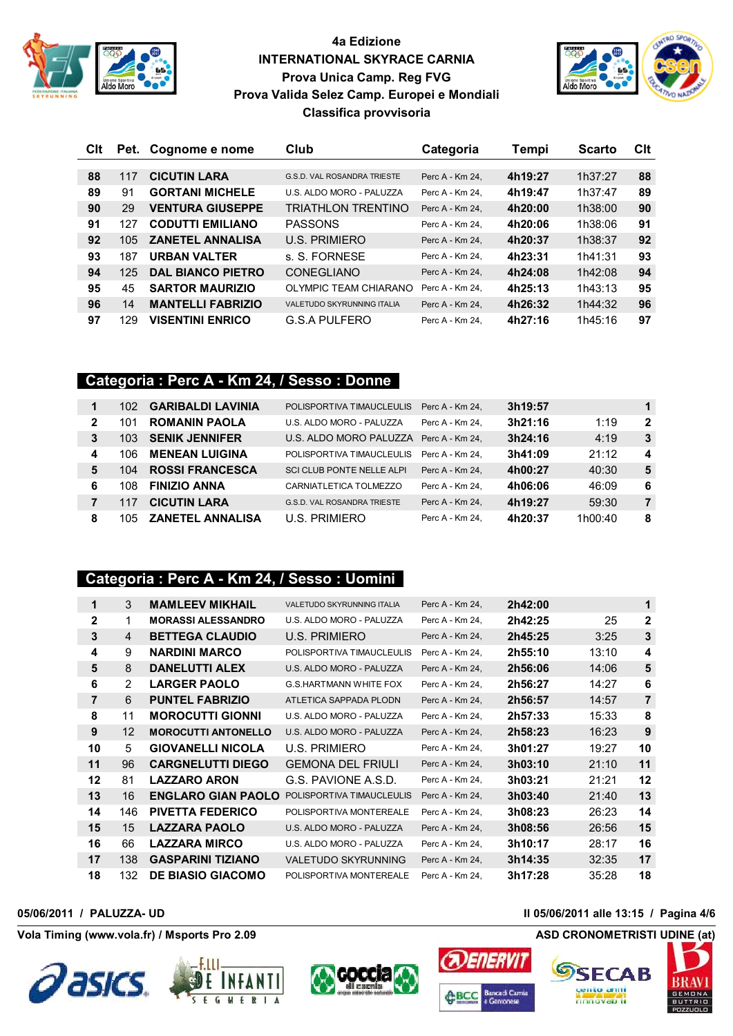**4a Edizione**
**INTERNATIONAL SKYRACE CARNIA**
**Prova Unica Camp. Reg FVG**
**Prova Valida Selez Camp. Europei e Mondiali**
**Classifica provvisoria**

| Clt | Pet. | Cognome e nome | Club | Categoria | Tempi | Scarto | Clt |
|---|---|---|---|---|---|---|---|
| 88 | 117 | CICUTIN LARA | G.S.D. VAL ROSANDRA TRIESTE | Perc A - Km 24, | 4h19:27 | 1h37:27 | 88 |
| 89 | 91 | GORTANI MICHELE | U.S. ALDO MORO - PALUZZA | Perc A - Km 24, | 4h19:47 | 1h37:47 | 89 |
| 90 | 29 | VENTURA GIUSEPPE | TRIATHLON TRENTINO | Perc A - Km 24, | 4h20:00 | 1h38:00 | 90 |
| 91 | 127 | CODUTTI EMILIANO | PASSONS | Perc A - Km 24, | 4h20:06 | 1h38:06 | 91 |
| 92 | 105 | ZANETEL ANNALISA | U.S. PRIMIERO | Perc A - Km 24, | 4h20:37 | 1h38:37 | 92 |
| 93 | 187 | URBAN VALTER | s. S. FORNESE | Perc A - Km 24, | 4h23:31 | 1h41:31 | 93 |
| 94 | 125 | DAL BIANCO PIETRO | CONEGLIANO | Perc A - Km 24, | 4h24:08 | 1h42:08 | 94 |
| 95 | 45 | SARTOR MAURIZIO | OLYMPIC TEAM CHIARANO | Perc A - Km 24, | 4h25:13 | 1h43:13 | 95 |
| 96 | 14 | MANTELLI FABRIZIO | VALETUDO SKYRUNNING ITALIA | Perc A - Km 24, | 4h26:32 | 1h44:32 | 96 |
| 97 | 129 | VISENTINI ENRICO | G.S.A PULFERO | Perc A - Km 24, | 4h27:16 | 1h45:16 | 97 |

## Categoria : Perc A - Km 24, / Sesso : Donne

| Clt | Pet. | Cognome e nome | Club | Categoria | Tempi | Scarto | Clt |
|---|---|---|---|---|---|---|---|
| 1 | 102 | GARIBALDI LAVINIA | POLISPORTIVA TIMAUCLEULIS | Perc A - Km 24, | 3h19:57 | | 1 |
| 2 | 101 | ROMANIN PAOLA | U.S. ALDO MORO - PALUZZA | Perc A - Km 24, | 3h21:16 | 1:19 | 2 |
| 3 | 103 | SENIK JENNIFER | U.S. ALDO MORO PALUZZA | Perc A - Km 24, | 3h24:16 | 4:19 | 3 |
| 4 | 106 | MENEAN LUIGINA | POLISPORTIVA TIMAUCLEULIS | Perc A - Km 24, | 3h41:09 | 21:12 | 4 |
| 5 | 104 | ROSSI FRANCESCA | SCI CLUB PONTE NELLE ALPI | Perc A - Km 24, | 4h00:27 | 40:30 | 5 |
| 6 | 108 | FINIZIO ANNA | CARNIATLETICA TOLMEZZO | Perc A - Km 24, | 4h06:06 | 46:09 | 6 |
| 7 | 117 | CICUTIN LARA | G.S.D. VAL ROSANDRA TRIESTE | Perc A - Km 24, | 4h19:27 | 59:30 | 7 |
| 8 | 105 | ZANETEL ANNALISA | U.S. PRIMIERO | Perc A - Km 24, | 4h20:37 | 1h00:40 | 8 |

## Categoria : Perc A - Km 24, / Sesso : Uomini

| Clt | Pet. | Cognome e nome | Club | Categoria | Tempi | Scarto | Clt |
|---|---|---|---|---|---|---|---|
| 1 | 3 | MAMLEEV MIKHAIL | VALETUDO SKYRUNNING ITALIA | Perc A - Km 24, | 2h42:00 | | 1 |
| 2 | 1 | MORASSI ALESSANDRO | U.S. ALDO MORO - PALUZZA | Perc A - Km 24, | 2h42:25 | 25 | 2 |
| 3 | 4 | BETTEGA CLAUDIO | U.S. PRIMIERO | Perc A - Km 24, | 2h45:25 | 3:25 | 3 |
| 4 | 9 | NARDINI MARCO | POLISPORTIVA TIMAUCLEULIS | Perc A - Km 24, | 2h55:10 | 13:10 | 4 |
| 5 | 8 | DANELUTTI ALEX | U.S. ALDO MORO - PALUZZA | Perc A - Km 24, | 2h56:06 | 14:06 | 5 |
| 6 | 2 | LARGER PAOLO | G.S.HARTMANN WHITE FOX | Perc A - Km 24, | 2h56:27 | 14:27 | 6 |
| 7 | 6 | PUNTEL FABRIZIO | ATLETICA SAPPADA PLODN | Perc A - Km 24, | 2h56:57 | 14:57 | 7 |
| 8 | 11 | MOROCUTTI GIONNI | U.S. ALDO MORO - PALUZZA | Perc A - Km 24, | 2h57:33 | 15:33 | 8 |
| 9 | 12 | MOROCUTTI ANTONELLO | U.S. ALDO MORO - PALUZZA | Perc A - Km 24, | 2h58:23 | 16:23 | 9 |
| 10 | 5 | GIOVANELLI NICOLA | U.S. PRIMIERO | Perc A - Km 24, | 3h01:27 | 19:27 | 10 |
| 11 | 96 | CARGNELUTTI DIEGO | GEMONA DEL FRIULI | Perc A - Km 24, | 3h03:10 | 21:10 | 11 |
| 12 | 81 | LAZZARO ARON | G.S. PAVIONE A.S.D. | Perc A - Km 24, | 3h03:21 | 21:21 | 12 |
| 13 | 16 | ENGLARO GIAN PAOLO | POLISPORTIVA TIMAUCLEULIS | Perc A - Km 24, | 3h03:40 | 21:40 | 13 |
| 14 | 146 | PIVETTA FEDERICO | POLISPORTIVA MONTEREALE | Perc A - Km 24, | 3h08:23 | 26:23 | 14 |
| 15 | 15 | LAZZARA PAOLO | U.S. ALDO MORO - PALUZZA | Perc A - Km 24, | 3h08:56 | 26:56 | 15 |
| 16 | 66 | LAZZARA MIRCO | U.S. ALDO MORO - PALUZZA | Perc A - Km 24, | 3h10:17 | 28:17 | 16 |
| 17 | 138 | GASPARINI TIZIANO | VALETUDO SKYRUNNING | Perc A - Km 24, | 3h14:35 | 32:35 | 17 |
| 18 | 132 | DE BIASIO GIACOMO | POLISPORTIVA MONTEREALE | Perc A - Km 24, | 3h17:28 | 35:28 | 18 |

05/06/2011 / PALUZZA- UD — Il 05/06/2011 alle 13:15

Vola Timing (www.vola.fr) / Msports Pro 2.09 — ASD CRONOMETRISTI UDINE (at)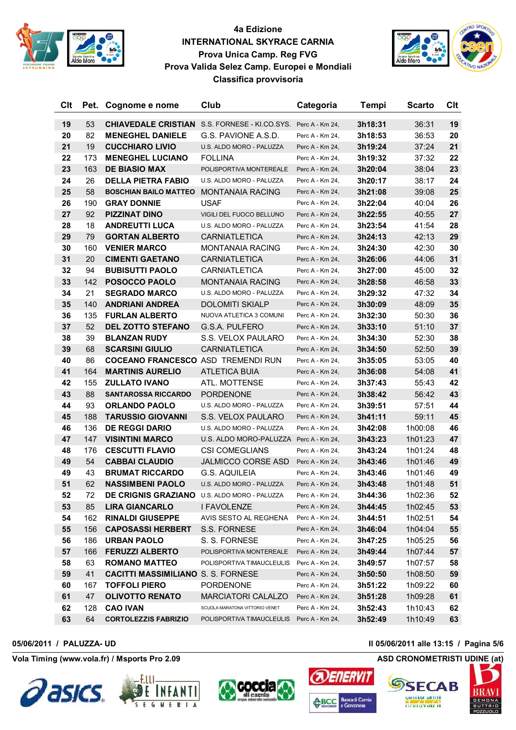**4a Edizione**
**INTERNATIONAL SKYRACE CARNIA**
**Prova Unica Camp. Reg FVG**
**Prova Valida Selez Camp. Europei e Mondiali**
**Classifica provvisoria**

| Clt | Pet. | Cognome e nome | Club | Categoria | Tempi | Scarto | Clt |
|---|---|---|---|---|---|---|---|
| 19 | 53 | CHIAVEDALE CRISTIAN | S.S. FORNESE - KI.CO.SYS. | Perc A - Km 24, | 3h18:31 | 36:31 | 19 |
| 20 | 82 | MENEGHEL DANIELE | G.S. PAVIONE A.S.D. | Perc A - Km 24, | 3h18:53 | 36:53 | 20 |
| 21 | 19 | CUCCHIARO LIVIO | U.S. ALDO MORO - PALUZZA | Perc A - Km 24, | 3h19:24 | 37:24 | 21 |
| 22 | 173 | MENEGHEL LUCIANO | FOLLINA | Perc A - Km 24, | 3h19:32 | 37:32 | 22 |
| 23 | 163 | DE BIASIO MAX | POLISPORTIVA MONTEREALE | Perc A - Km 24, | 3h20:04 | 38:04 | 23 |
| 24 | 26 | DELLA PIETRA FABIO | U.S. ALDO MORO - PALUZZA | Perc A - Km 24, | 3h20:17 | 38:17 | 24 |
| 25 | 58 | BOSCHIAN BAILO MATTEO | MONTANAIA RACING | Perc A - Km 24, | 3h21:08 | 39:08 | 25 |
| 26 | 190 | GRAY DONNIE | USAF | Perc A - Km 24, | 3h22:04 | 40:04 | 26 |
| 27 | 92 | PIZZINAT DINO | VIGILI DEL FUOCO BELLUNO | Perc A - Km 24, | 3h22:55 | 40:55 | 27 |
| 28 | 18 | ANDREUTTI LUCA | U.S. ALDO MORO - PALUZZA | Perc A - Km 24, | 3h23:54 | 41:54 | 28 |
| 29 | 79 | GORTAN ALBERTO | CARNIATLETICA | Perc A - Km 24, | 3h24:13 | 42:13 | 29 |
| 30 | 160 | VENIER MARCO | MONTANAIA RACING | Perc A - Km 24, | 3h24:30 | 42:30 | 30 |
| 31 | 20 | CIMENTI GAETANO | CARNIATLETICA | Perc A - Km 24, | 3h26:06 | 44:06 | 31 |
| 32 | 94 | BUBISUTTI PAOLO | CARNIATLETICA | Perc A - Km 24, | 3h27:00 | 45:00 | 32 |
| 33 | 142 | POSOCCO PAOLO | MONTANAIA RACING | Perc A - Km 24, | 3h28:58 | 46:58 | 33 |
| 34 | 21 | SEGRADO MARCO | U.S. ALDO MORO - PALUZZA | Perc A - Km 24, | 3h29:32 | 47:32 | 34 |
| 35 | 140 | ANDRIANI ANDREA | DOLOMITI SKIALP | Perc A - Km 24, | 3h30:09 | 48:09 | 35 |
| 36 | 135 | FURLAN ALBERTO | NUOVA ATLETICA 3 COMUNI | Perc A - Km 24, | 3h32:30 | 50:30 | 36 |
| 37 | 52 | DEL ZOTTO STEFANO | G.S.A. PULFERO | Perc A - Km 24, | 3h33:10 | 51:10 | 37 |
| 38 | 39 | BLANZAN RUDY | S.S. VELOX PAULARO | Perc A - Km 24, | 3h34:30 | 52:30 | 38 |
| 39 | 68 | SCARSINI GIULIO | CARNIATLETICA | Perc A - Km 24, | 3h34:50 | 52:50 | 39 |
| 40 | 86 | COCEANO FRANCESCO | ASD TREMENDI RUN | Perc A - Km 24, | 3h35:05 | 53:05 | 40 |
| 41 | 164 | MARTINIS AURELIO | ATLETICA BUIA | Perc A - Km 24, | 3h36:08 | 54:08 | 41 |
| 42 | 155 | ZULLATO IVANO | ATL. MOTTENSE | Perc A - Km 24, | 3h37:43 | 55:43 | 42 |
| 43 | 88 | SANTAROSSA RICCARDO | PORDENONE | Perc A - Km 24, | 3h38:42 | 56:42 | 43 |
| 44 | 93 | ORLANDO PAOLO | U.S. ALDO MORO - PALUZZA | Perc A - Km 24, | 3h39:51 | 57:51 | 44 |
| 45 | 188 | TARUSSIO GIOVANNI | S.S. VELOX PAULARO | Perc A - Km 24, | 3h41:11 | 59:11 | 45 |
| 46 | 136 | DE REGGI DARIO | U.S. ALDO MORO - PALUZZA | Perc A - Km 24, | 3h42:08 | 1h00:08 | 46 |
| 47 | 147 | VISINTINI MARCO | U.S. ALDO MORO-PALUZZA | Perc A - Km 24, | 3h43:23 | 1h01:23 | 47 |
| 48 | 176 | CESCUTTI FLAVIO | CSI COMEGLIANS | Perc A - Km 24, | 3h43:24 | 1h01:24 | 48 |
| 49 | 54 | CABBAI CLAUDIO | JALMICCO CORSE ASD | Perc A - Km 24, | 3h43:46 | 1h01:46 | 49 |
| 49 | 43 | BRUMAT RICCARDO | G.S. AQUILEIA | Perc A - Km 24, | 3h43:46 | 1h01:46 | 49 |
| 51 | 62 | NASSIMBENI PAOLO | U.S. ALDO MORO - PALUZZA | Perc A - Km 24, | 3h43:48 | 1h01:48 | 51 |
| 52 | 72 | DE CRIGNIS GRAZIANO | U.S. ALDO MORO - PALUZZA | Perc A - Km 24, | 3h44:36 | 1h02:36 | 52 |
| 53 | 85 | LIRA GIANCARLO | I FAVOLENZE | Perc A - Km 24, | 3h44:45 | 1h02:45 | 53 |
| 54 | 162 | RINALDI GIUSEPPE | AVIS SESTO AL REGHENA | Perc A - Km 24, | 3h44:51 | 1h02:51 | 54 |
| 55 | 156 | CAPOSASSI HERBERT | S.S. FORNESE | Perc A - Km 24, | 3h46:04 | 1h04:04 | 55 |
| 56 | 186 | URBAN PAOLO | S. S. FORNESE | Perc A - Km 24, | 3h47:25 | 1h05:25 | 56 |
| 57 | 166 | FERUZZI ALBERTO | POLISPORTIVA MONTEREALE | Perc A - Km 24, | 3h49:44 | 1h07:44 | 57 |
| 58 | 63 | ROMANO MATTEO | POLISPORTIVA TIMAUCLEULIS | Perc A - Km 24, | 3h49:57 | 1h07:57 | 58 |
| 59 | 41 | CACITTI MASSIMILIANO | S. S. FORNESE | Perc A - Km 24, | 3h50:50 | 1h08:50 | 59 |
| 60 | 167 | TOFFOLI PIERO | PORDENONE | Perc A - Km 24, | 3h51:22 | 1h09:22 | 60 |
| 61 | 47 | OLIVOTTO RENATO | MARCIATORI CALALZO | Perc A - Km 24, | 3h51:28 | 1h09:28 | 61 |
| 62 | 128 | CAO IVAN | SCUOLA MARATONA VITTORIO VENET | Perc A - Km 24, | 3h52:43 | 1h10:43 | 62 |
| 63 | 64 | CORTOLEZZIS FABRIZIO | POLISPORTIVA TIMAUCLEULIS | Perc A - Km 24, | 3h52:49 | 1h10:49 | 63 |

05/06/2011 / PALUZZA- UD — Il 05/06/2011 alle 13:15

Vola Timing (www.vola.fr) / Msports Pro 2.09 — ASD CRONOMETRISTI UDINE (at)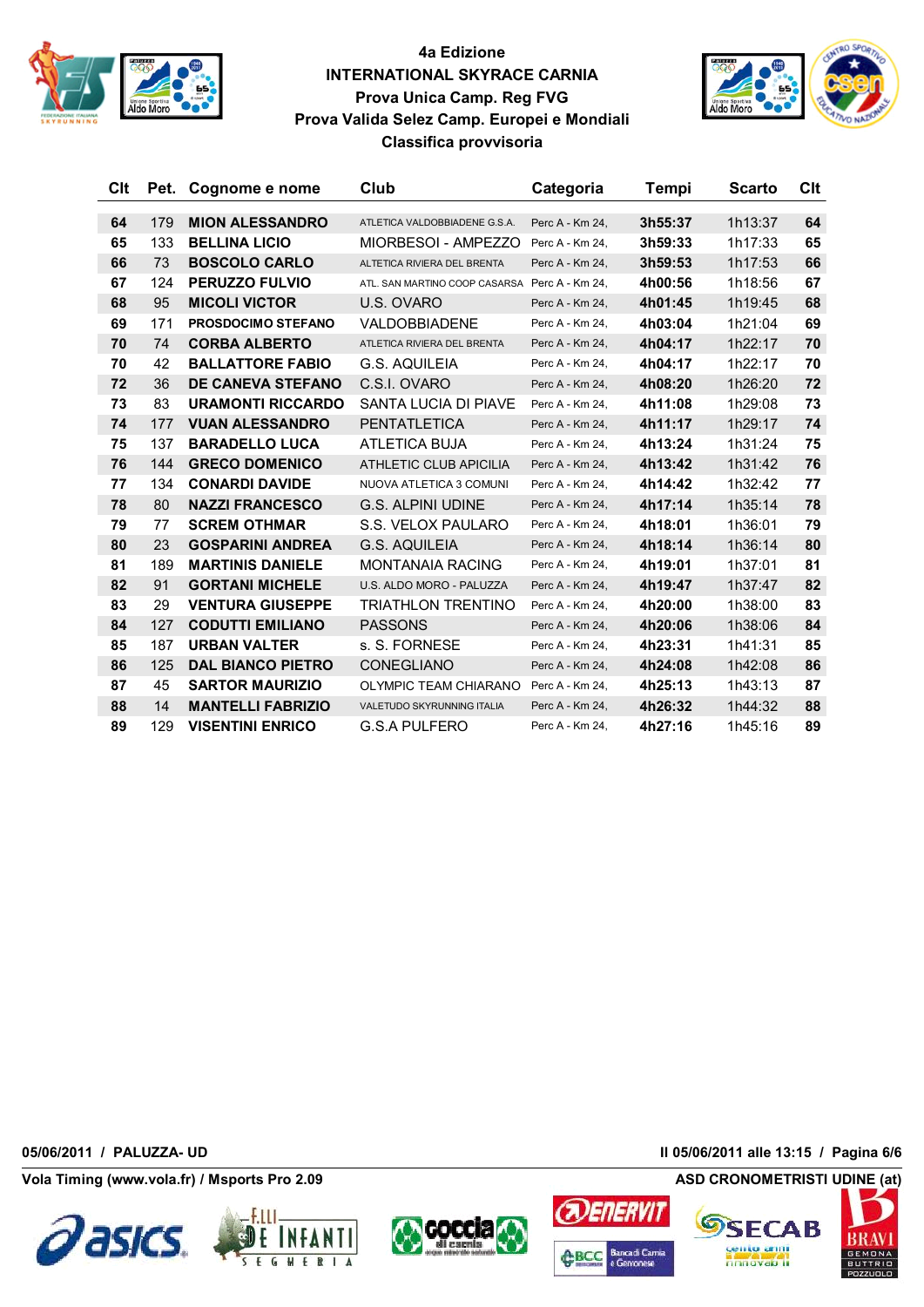**4a Edizione**
**INTERNATIONAL SKYRACE CARNIA**
**Prova Unica Camp. Reg FVG**
**Prova Valida Selez Camp. Europei e Mondiali**
**Classifica provvisoria**

| Clt | Pet. | Cognome e nome | Club | Categoria | Tempi | Scarto | Clt |
|---|---|---|---|---|---|---|---|
| 64 | 179 | MION ALESSANDRO | ATLETICA VALDOBBIADENE G.S.A. | Perc A - Km 24, | 3h55:37 | 1h13:37 | 64 |
| 65 | 133 | BELLINA LICIO | MIORBESOI - AMPEZZO | Perc A - Km 24, | 3h59:33 | 1h17:33 | 65 |
| 66 | 73 | BOSCOLO CARLO | ALTETICA RIVIERA DEL BRENTA | Perc A - Km 24, | 3h59:53 | 1h17:53 | 66 |
| 67 | 124 | PERUZZO FULVIO | ATL. SAN MARTINO COOP CASARSA | Perc A - Km 24, | 4h00:56 | 1h18:56 | 67 |
| 68 | 95 | MICOLI VICTOR | U.S. OVARO | Perc A - Km 24, | 4h01:45 | 1h19:45 | 68 |
| 69 | 171 | PROSDOCIMO STEFANO | VALDOBBIADENE | Perc A - Km 24, | 4h03:04 | 1h21:04 | 69 |
| 70 | 74 | CORBA ALBERTO | ATLETICA RIVIERA DEL BRENTA | Perc A - Km 24, | 4h04:17 | 1h22:17 | 70 |
| 70 | 42 | BALLATTORE FABIO | G.S. AQUILEIA | Perc A - Km 24, | 4h04:17 | 1h22:17 | 70 |
| 72 | 36 | DE CANEVA STEFANO | C.S.I. OVARO | Perc A - Km 24, | 4h08:20 | 1h26:20 | 72 |
| 73 | 83 | URAMONTI RICCARDO | SANTA LUCIA DI PIAVE | Perc A - Km 24, | 4h11:08 | 1h29:08 | 73 |
| 74 | 177 | VUAN ALESSANDRO | PENTATLETICA | Perc A - Km 24, | 4h11:17 | 1h29:17 | 74 |
| 75 | 137 | BARADELLO LUCA | ATLETICA BUJA | Perc A - Km 24, | 4h13:24 | 1h31:24 | 75 |
| 76 | 144 | GRECO DOMENICO | ATHLETIC CLUB APICILIA | Perc A - Km 24, | 4h13:42 | 1h31:42 | 76 |
| 77 | 134 | CONARDI DAVIDE | NUOVA ATLETICA 3 COMUNI | Perc A - Km 24, | 4h14:42 | 1h32:42 | 77 |
| 78 | 80 | NAZZI FRANCESCO | G.S. ALPINI UDINE | Perc A - Km 24, | 4h17:14 | 1h35:14 | 78 |
| 79 | 77 | SCREM OTHMAR | S.S. VELOX PAULARO | Perc A - Km 24, | 4h18:01 | 1h36:01 | 79 |
| 80 | 23 | GOSPARINI ANDREA | G.S. AQUILEIA | Perc A - Km 24, | 4h18:14 | 1h36:14 | 80 |
| 81 | 189 | MARTINIS DANIELE | MONTANAIA RACING | Perc A - Km 24, | 4h19:01 | 1h37:01 | 81 |
| 82 | 91 | GORTANI MICHELE | U.S. ALDO MORO - PALUZZA | Perc A - Km 24, | 4h19:47 | 1h37:47 | 82 |
| 83 | 29 | VENTURA GIUSEPPE | TRIATHLON TRENTINO | Perc A - Km 24, | 4h20:00 | 1h38:00 | 83 |
| 84 | 127 | CODUTTI EMILIANO | PASSONS | Perc A - Km 24, | 4h20:06 | 1h38:06 | 84 |
| 85 | 187 | URBAN VALTER | s. S. FORNESE | Perc A - Km 24, | 4h23:31 | 1h41:31 | 85 |
| 86 | 125 | DAL BIANCO PIETRO | CONEGLIANO | Perc A - Km 24, | 4h24:08 | 1h42:08 | 86 |
| 87 | 45 | SARTOR MAURIZIO | OLYMPIC TEAM CHIARANO | Perc A - Km 24, | 4h25:13 | 1h43:13 | 87 |
| 88 | 14 | MANTELLI FABRIZIO | VALETUDO SKYRUNNING ITALIA | Perc A - Km 24, | 4h26:32 | 1h44:32 | 88 |
| 89 | 129 | VISENTINI ENRICO | G.S.A PULFERO | Perc A - Km 24, | 4h27:16 | 1h45:16 | 89 |

**05/06/2011 / PALUZZA- UD** **Il 05/06/2011 alle 13:15**

**Vola Timing (www.vola.fr) / Msports Pro 2.09** **ASD CRONOMETRISTI UDINE (at)**